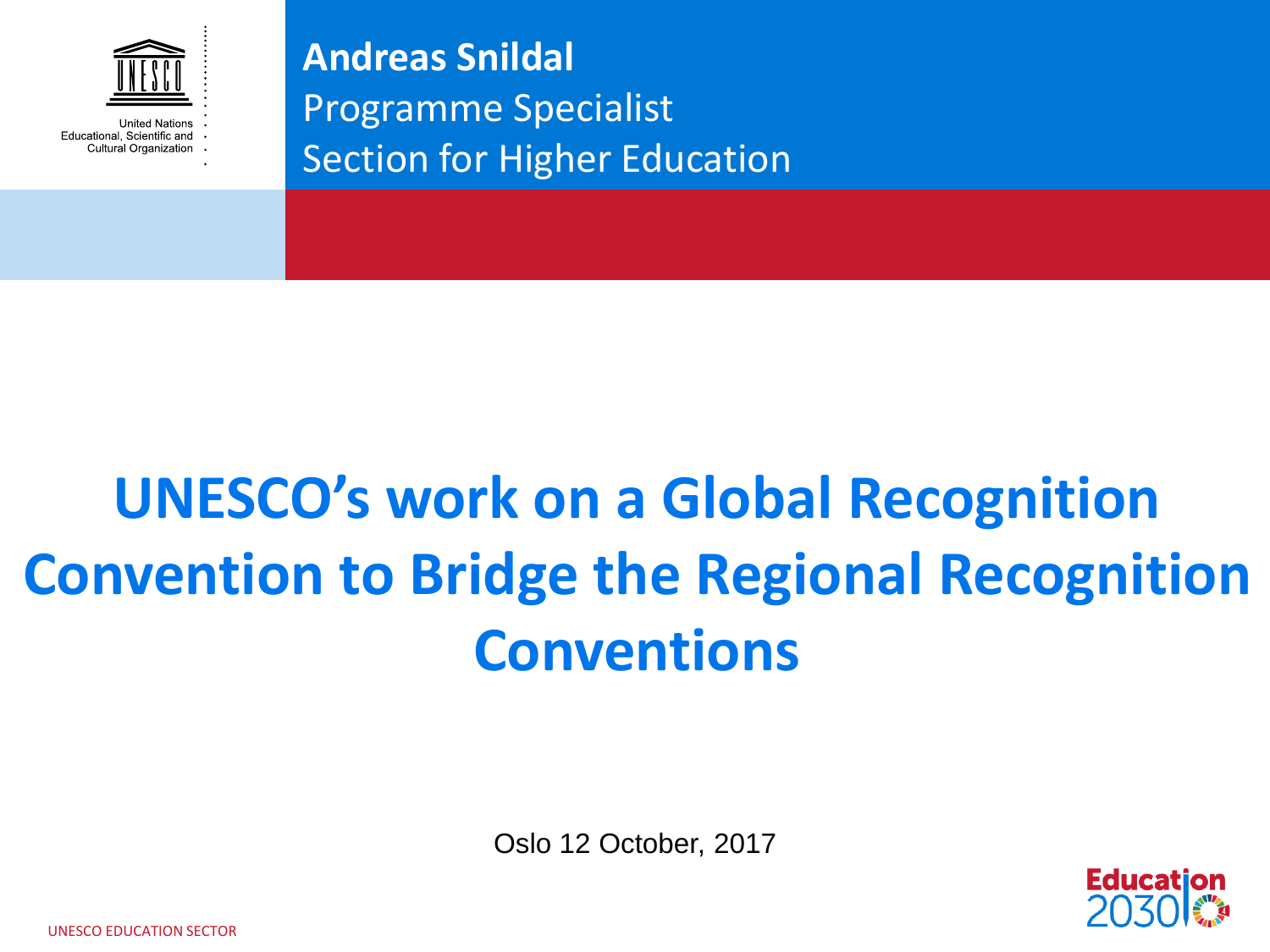United Nations
Educational, Scientific and
Cultural Organization

**Andreas Snildal**
Programme Specialist
Section for Higher Education

# UNESCO's work on a Global Recognition Convention to Bridge the Regional Recognition Conventions

Oslo 12 October, 2017

UNESCO EDUCATION SECTOR

Education 2030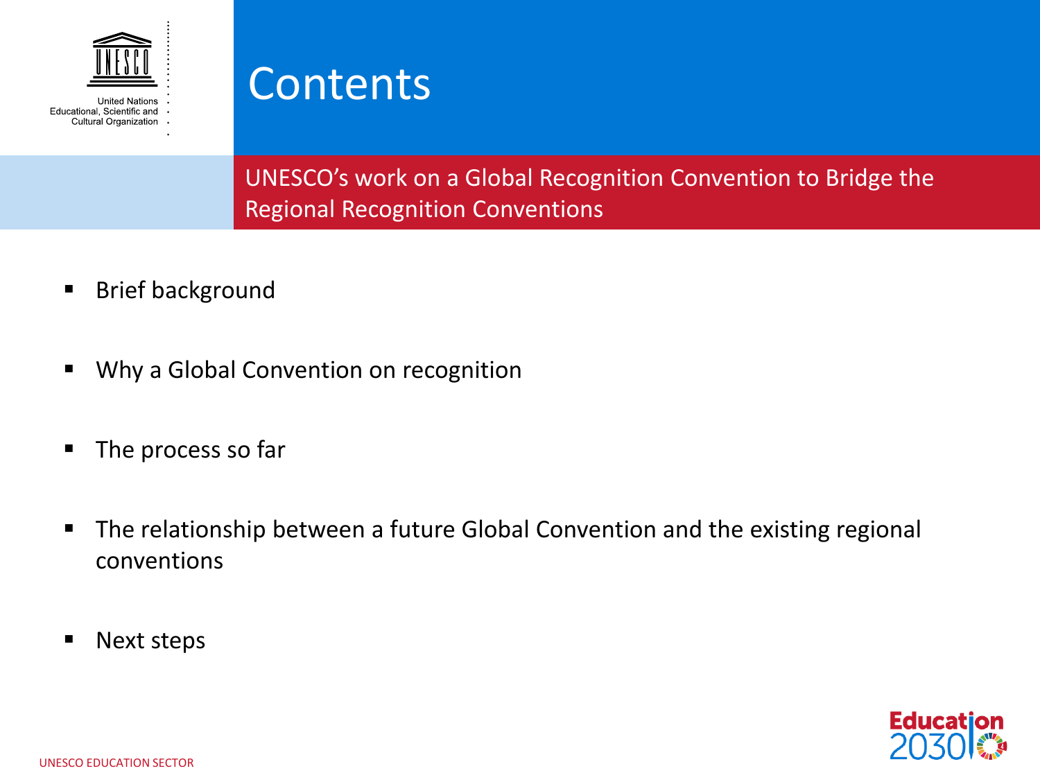# Contents

## UNESCO's work on a Global Recognition Convention to Bridge the Regional Recognition Conventions

- Brief background
- Why a Global Convention on recognition
- The process so far
- The relationship between a future Global Convention and the existing regional conventions
- Next steps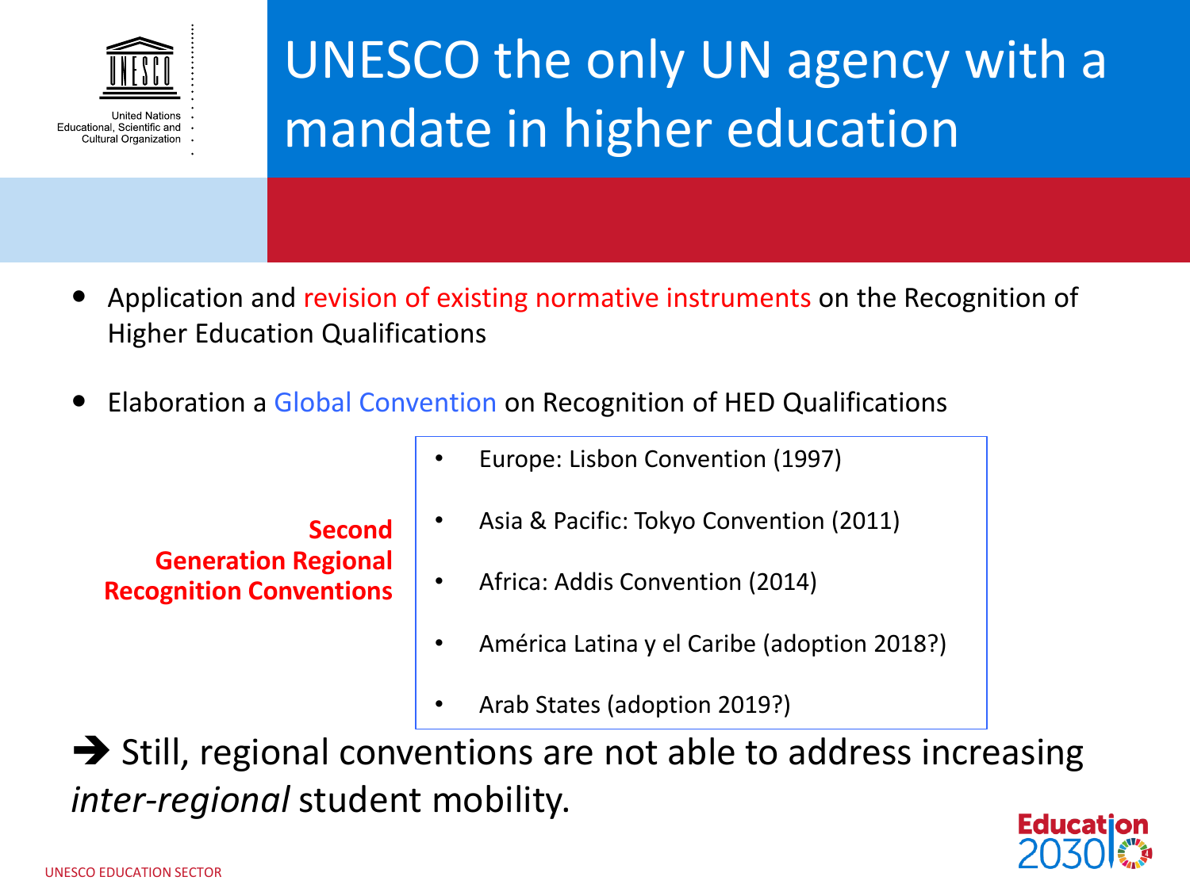# UNESCO the only UN agency with a mandate in higher education

- Application and revision of existing normative instruments on the Recognition of Higher Education Qualifications
- Elaboration a Global Convention on Recognition of HED Qualifications

**Second Generation Regional Recognition Conventions**

- Europe: Lisbon Convention (1997)
- Asia & Pacific: Tokyo Convention (2011)
- Africa: Addis Convention (2014)
- América Latina y el Caribe (adoption 2018?)
- Arab States (adoption 2019?)

➔ Still, regional conventions are not able to address increasing *inter-regional* student mobility.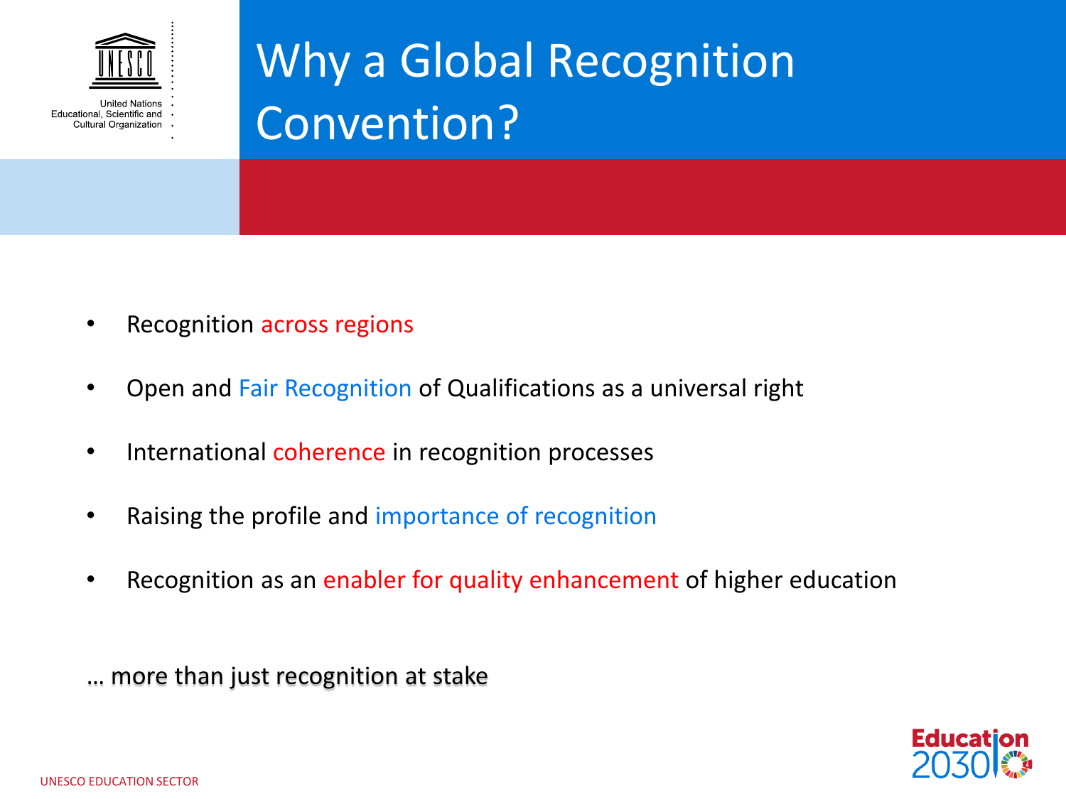# Why a Global Recognition Convention?

- Recognition across regions
- Open and Fair Recognition of Qualifications as a universal right
- International coherence in recognition processes
- Raising the profile and importance of recognition
- Recognition as an enabler for quality enhancement of higher education

… more than just recognition at stake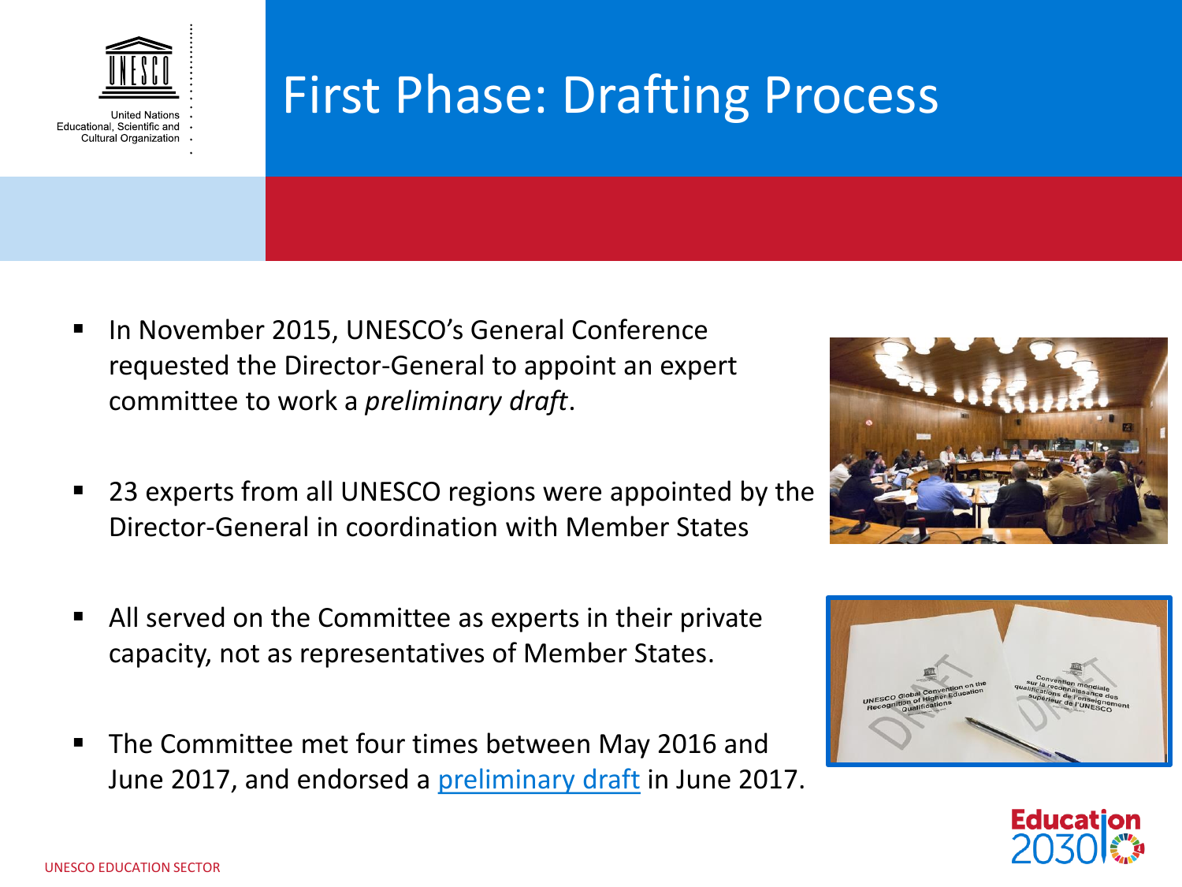# First Phase: Drafting Process

- In November 2015, UNESCO's General Conference requested the Director-General to appoint an expert committee to work a *preliminary draft*.
- 23 experts from all UNESCO regions were appointed by the Director-General in coordination with Member States
- All served on the Committee as experts in their private capacity, not as representatives of Member States.
- The Committee met four times between May 2016 and June 2017, and endorsed a preliminary draft in June 2017.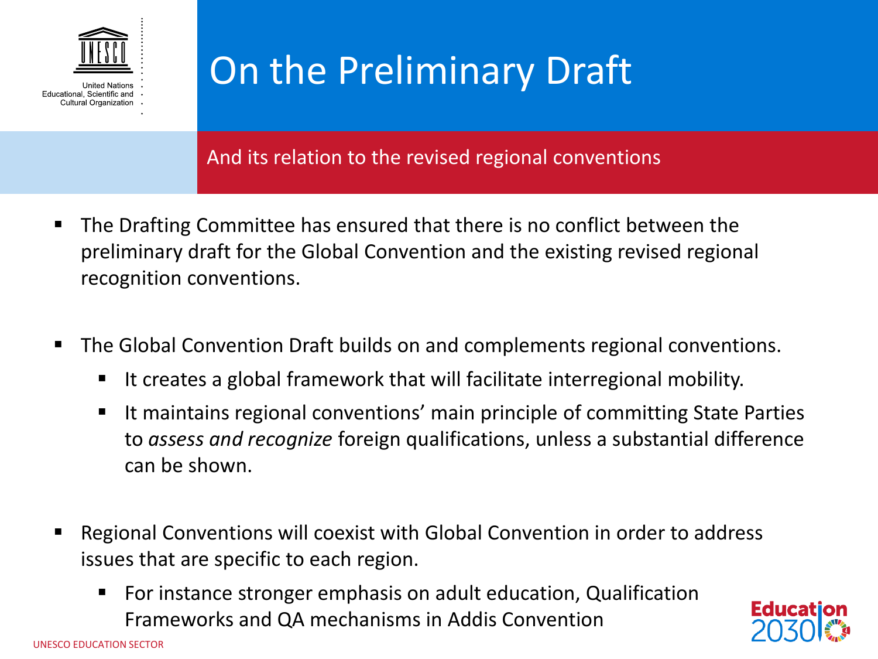# On the Preliminary Draft

## And its relation to the revised regional conventions

- The Drafting Committee has ensured that there is no conflict between the preliminary draft for the Global Convention and the existing revised regional recognition conventions.

- The Global Convention Draft builds on and complements regional conventions.
  - It creates a global framework that will facilitate interregional mobility.
  - It maintains regional conventions' main principle of committing State Parties to *assess and recognize* foreign qualifications, unless a substantial difference can be shown.

- Regional Conventions will coexist with Global Convention in order to address issues that are specific to each region.
  - For instance stronger emphasis on adult education, Qualification Frameworks and QA mechanisms in Addis Convention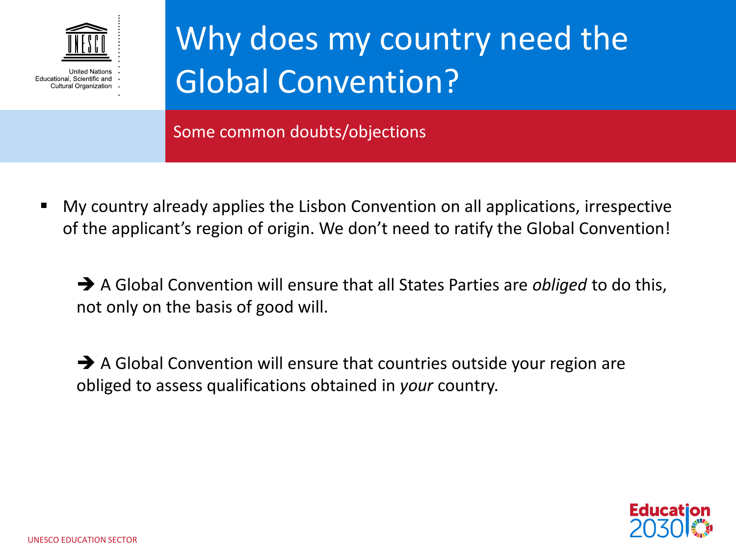# Why does my country need the Global Convention?

## Some common doubts/objections

- My country already applies the Lisbon Convention on all applications, irrespective of the applicant's region of origin. We don't need to ratify the Global Convention!

  ➔ A Global Convention will ensure that all States Parties are *obliged* to do this, not only on the basis of good will.

  ➔ A Global Convention will ensure that countries outside your region are obliged to assess qualifications obtained in *your* country.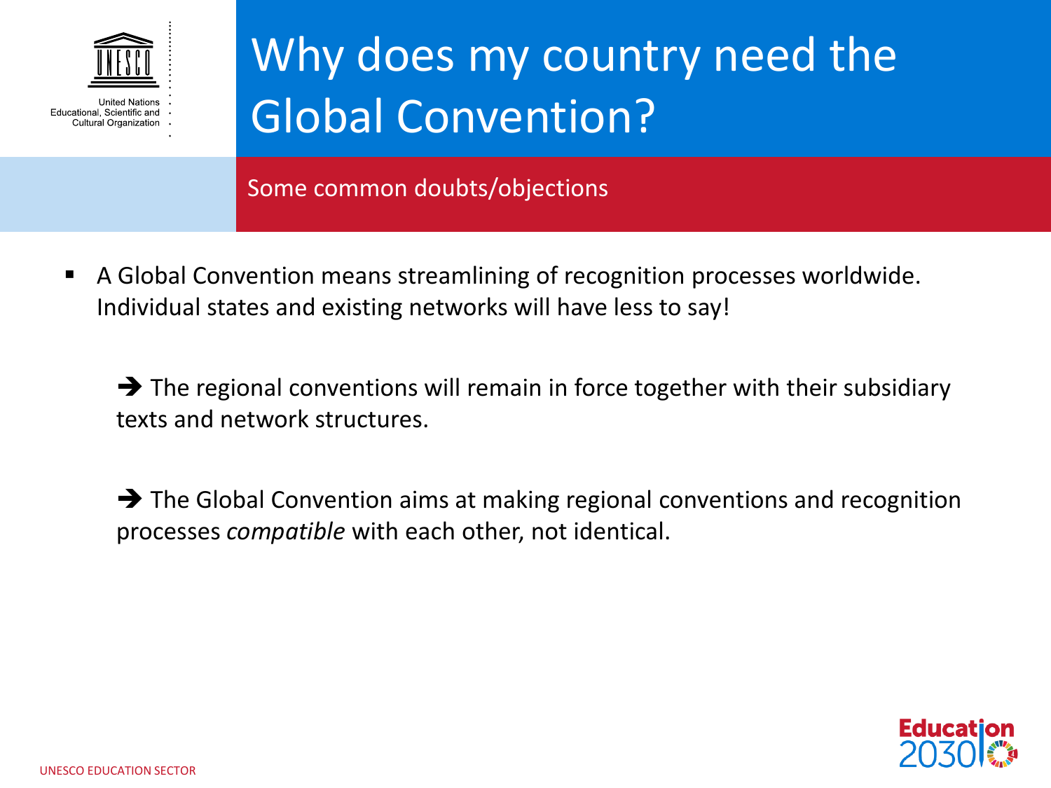# Why does my country need the Global Convention?

## Some common doubts/objections

- A Global Convention means streamlining of recognition processes worldwide. Individual states and existing networks will have less to say!

  ➔ The regional conventions will remain in force together with their subsidiary texts and network structures.

  ➔ The Global Convention aims at making regional conventions and recognition processes *compatible* with each other, not identical.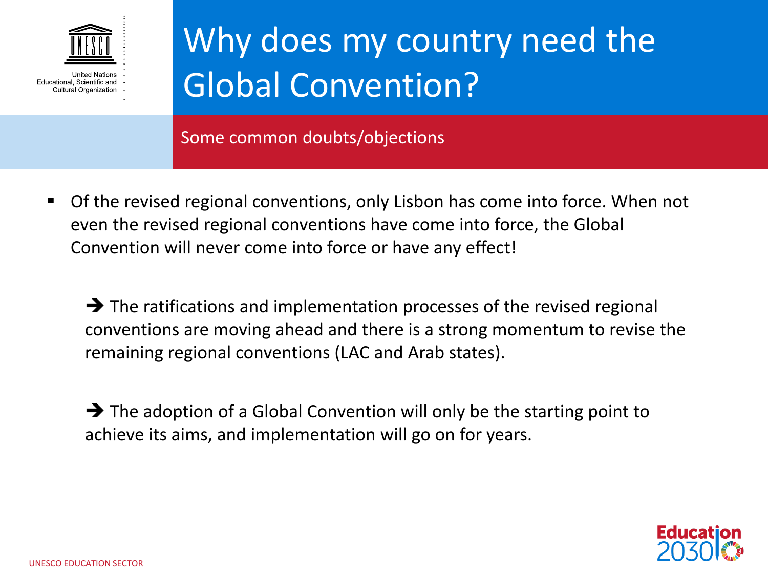# Why does my country need the Global Convention?

## Some common doubts/objections

- Of the revised regional conventions, only Lisbon has come into force. When not even the revised regional conventions have come into force, the Global Convention will never come into force or have any effect!

  → The ratifications and implementation processes of the revised regional conventions are moving ahead and there is a strong momentum to revise the remaining regional conventions (LAC and Arab states).

  → The adoption of a Global Convention will only be the starting point to achieve its aims, and implementation will go on for years.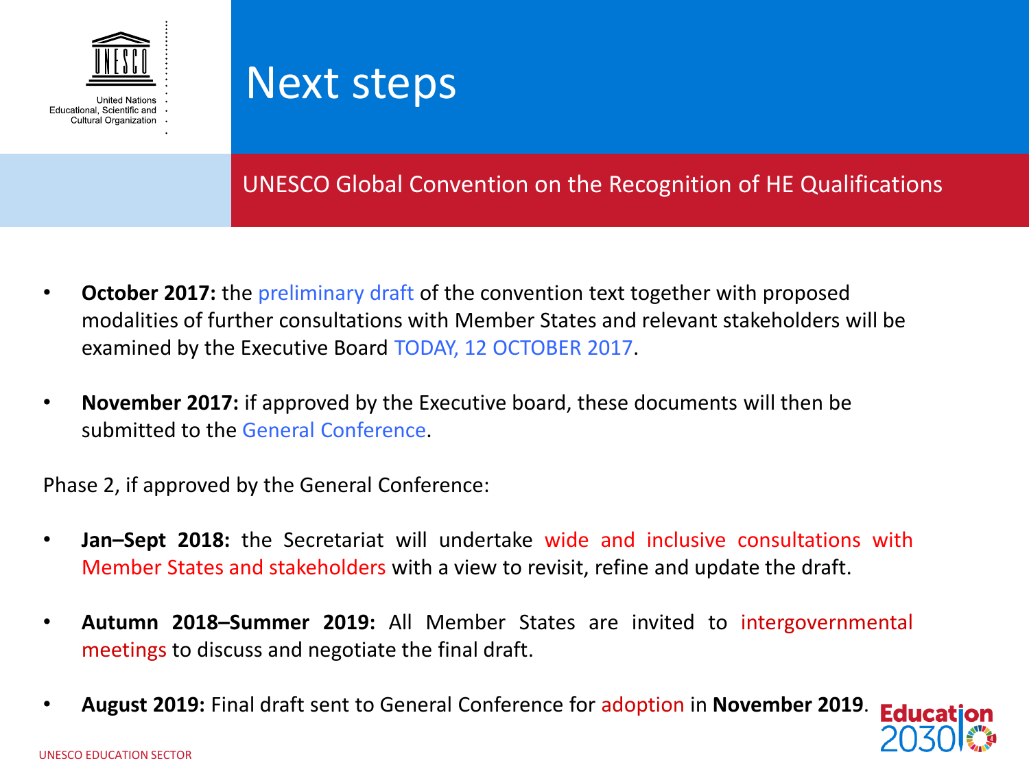# Next steps

## UNESCO Global Convention on the Recognition of HE Qualifications

- **October 2017:** the preliminary draft of the convention text together with proposed modalities of further consultations with Member States and relevant stakeholders will be examined by the Executive Board TODAY, 12 OCTOBER 2017.
- **November 2017:** if approved by the Executive board, these documents will then be submitted to the General Conference.

Phase 2, if approved by the General Conference:

- **Jan–Sept 2018:** the Secretariat will undertake wide and inclusive consultations with Member States and stakeholders with a view to revisit, refine and update the draft.
- **Autumn 2018–Summer 2019:** All Member States are invited to intergovernmental meetings to discuss and negotiate the final draft.
- **August 2019:** Final draft sent to General Conference for adoption in **November 2019**.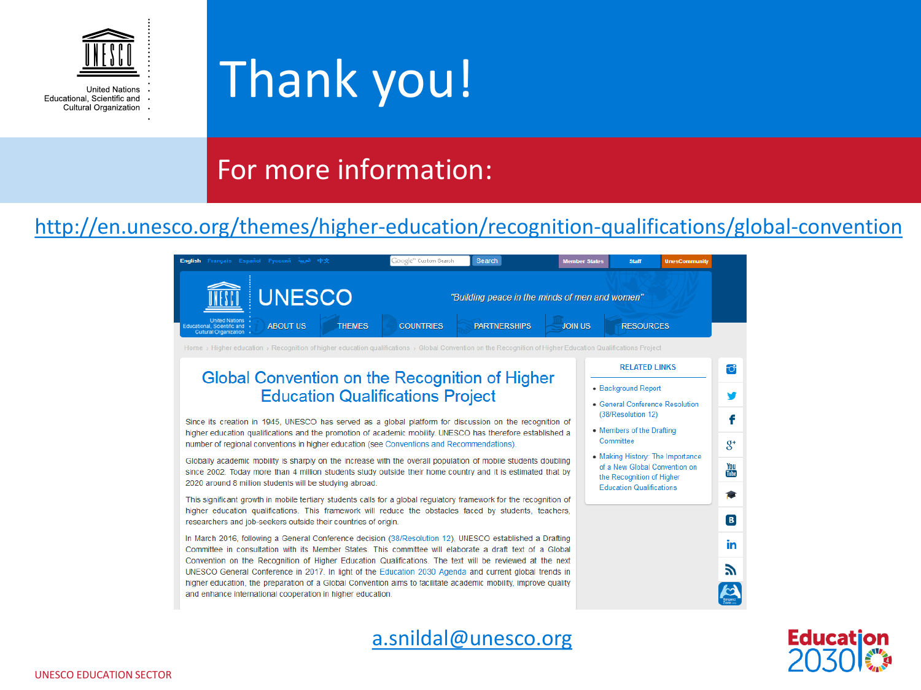# Thank you!

## For more information:

http://en.unesco.org/themes/higher-education/recognition-qualifications/global-convention

English Français Español Русский العربية 中文

Member States Staff UnesCommunity

UNESCO

"Building peace in the minds of men and women"

ABOUT US THEMES COUNTRIES PARTNERSHIPS JOIN US RESOURCES

Home › Higher education › Recognition of higher education qualifications › Global Convention on the Recognition of Higher Education Qualifications Project

### Global Convention on the Recognition of Higher Education Qualifications Project

Since its creation in 1945, UNESCO has served as a global platform for discussion on the recognition of higher education qualifications and the promotion of academic mobility. UNESCO has therefore established a number of regional conventions in higher education (see Conventions and Recommendations).

Globally academic mobility is sharply on the increase with the overall population of mobile students doubling since 2002. Today more than 4 million students study outside their home country and it is estimated that by 2020 around 8 million students will be studying abroad.

This significant growth in mobile tertiary students calls for a global regulatory framework for the recognition of higher education qualifications. This framework will reduce the obstacles faced by students, teachers, researchers and job-seekers outside their countries of origin.

In March 2016, following a General Conference decision (38/Resolution 12), UNESCO established a Drafting Committee in consultation with its Member States. This committee will elaborate a draft text of a Global Convention on the Recognition of Higher Education Qualifications. The text will be reviewed at the next UNESCO General Conference in 2017. In light of the Education 2030 Agenda and current global trends in higher education, the preparation of a Global Convention aims to facilitate academic mobility, improve quality and enhance international cooperation in higher education.

RELATED LINKS

- Background Report
- General Conference Resolution (38/Resolution 12)
- Members of the Drafting Committee
- Making History: The Importance of a New Global Convention on the Recognition of Higher Education Qualifications

a.snildal@unesco.org

UNESCO EDUCATION SECTOR

Education 2030